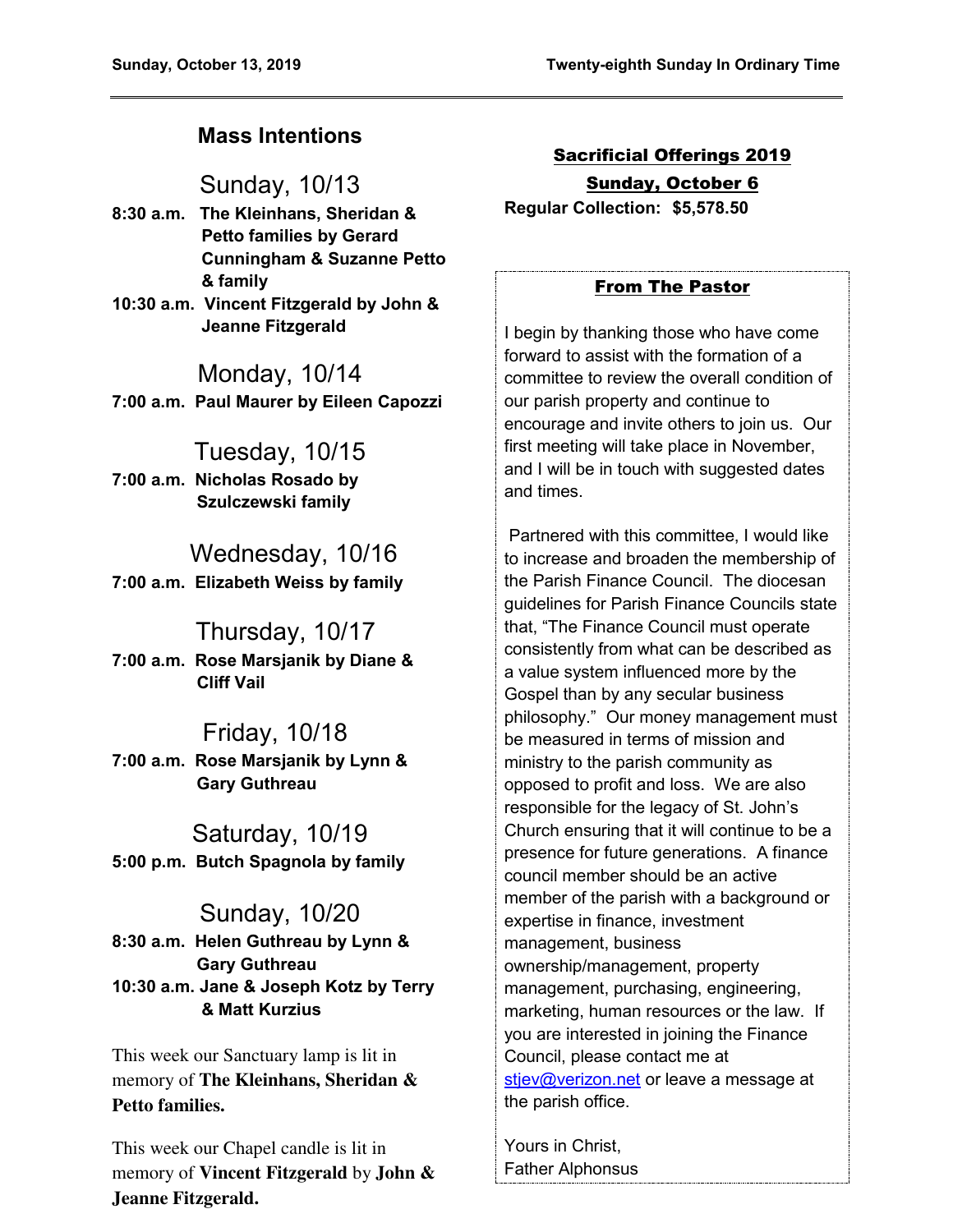## Mass Intentions

### Sunday, 10/13

**8:30 a.m.** **The Kleinhans, Sheridan & Petto families by Gerard Cunningham & Suzanne Petto & family**

**10:30 a.m.** **Vincent Fitzgerald by John & Jeanne Fitzgerald**

### Monday, 10/14

**7:00 a.m.** **Paul Maurer by Eileen Capozzi**

### Tuesday, 10/15

**7:00 a.m.** **Nicholas Rosado by Szulczewski family**

### Wednesday, 10/16

**7:00 a.m.** **Elizabeth Weiss by family**

### Thursday, 10/17

**7:00 a.m.** **Rose Marsjanik by Diane & Cliff Vail**

### Friday, 10/18

**7:00 a.m.** **Rose Marsjanik by Lynn & Gary Guthreau**

### Saturday, 10/19

**5:00 p.m.** **Butch Spagnola by family**

### Sunday, 10/20

**8:30 a.m.** **Helen Guthreau by Lynn & Gary Guthreau**

**10:30 a.m.** **Jane & Joseph Kotz by Terry & Matt Kurzius**

This week our Sanctuary lamp is lit in memory of **The Kleinhans, Sheridan & Petto families.**

This week our Chapel candle is lit in memory of **Vincent Fitzgerald** by **John & Jeanne Fitzgerald.**

## Sacrificial Offerings 2019

**Sunday, October 6**

**Regular Collection: $5,578.50**

## From The Pastor

I begin by thanking those who have come forward to assist with the formation of a committee to review the overall condition of our parish property and continue to encourage and invite others to join us. Our first meeting will take place in November, and I will be in touch with suggested dates and times.

Partnered with this committee, I would like to increase and broaden the membership of the Parish Finance Council. The diocesan guidelines for Parish Finance Councils state that, "The Finance Council must operate consistently from what can be described as a value system influenced more by the Gospel than by any secular business philosophy." Our money management must be measured in terms of mission and ministry to the parish community as opposed to profit and loss. We are also responsible for the legacy of St. John's Church ensuring that it will continue to be a presence for future generations. A finance council member should be an active member of the parish with a background or expertise in finance, investment management, business ownership/management, property management, purchasing, engineering, marketing, human resources or the law. If you are interested in joining the Finance Council, please contact me at stjev@verizon.net or leave a message at the parish office.

Yours in Christ,
Father Alphonsus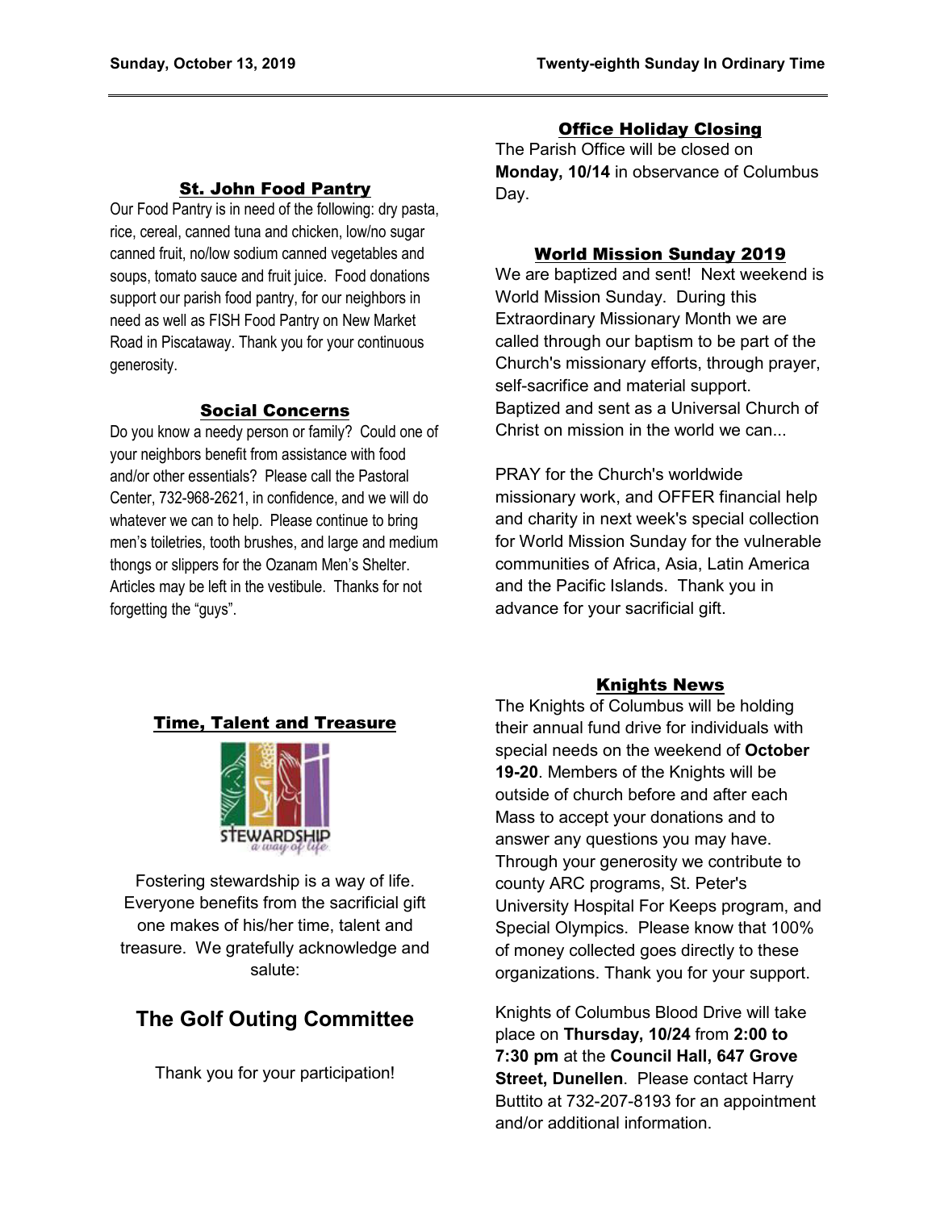## St. John Food Pantry

Our Food Pantry is in need of the following: dry pasta, rice, cereal, canned tuna and chicken, low/no sugar canned fruit, no/low sodium canned vegetables and soups, tomato sauce and fruit juice. Food donations support our parish food pantry, for our neighbors in need as well as FISH Food Pantry on New Market Road in Piscataway. Thank you for your continuous generosity.

## Social Concerns

Do you know a needy person or family? Could one of your neighbors benefit from assistance with food and/or other essentials? Please call the Pastoral Center, 732-968-2621, in confidence, and we will do whatever we can to help. Please continue to bring men's toiletries, tooth brushes, and large and medium thongs or slippers for the Ozanam Men's Shelter. Articles may be left in the vestibule. Thanks for not forgetting the "guys".

## Time, Talent and Treasure

Fostering stewardship is a way of life. Everyone benefits from the sacrificial gift one makes of his/her time, talent and treasure. We gratefully acknowledge and salute:

### The Golf Outing Committee

Thank you for your participation!

## Office Holiday Closing

The Parish Office will be closed on **Monday, 10/14** in observance of Columbus Day.

## World Mission Sunday 2019

We are baptized and sent! Next weekend is World Mission Sunday. During this Extraordinary Missionary Month we are called through our baptism to be part of the Church's missionary efforts, through prayer, self-sacrifice and material support. Baptized and sent as a Universal Church of Christ on mission in the world we can...

PRAY for the Church's worldwide missionary work, and OFFER financial help and charity in next week's special collection for World Mission Sunday for the vulnerable communities of Africa, Asia, Latin America and the Pacific Islands. Thank you in advance for your sacrificial gift.

## Knights News

The Knights of Columbus will be holding their annual fund drive for individuals with special needs on the weekend of **October 19-20**. Members of the Knights will be outside of church before and after each Mass to accept your donations and to answer any questions you may have. Through your generosity we contribute to county ARC programs, St. Peter's University Hospital For Keeps program, and Special Olympics. Please know that 100% of money collected goes directly to these organizations. Thank you for your support.

Knights of Columbus Blood Drive will take place on **Thursday, 10/24** from **2:00 to 7:30 pm** at the **Council Hall, 647 Grove Street, Dunellen**. Please contact Harry Buttito at 732-207-8193 for an appointment and/or additional information.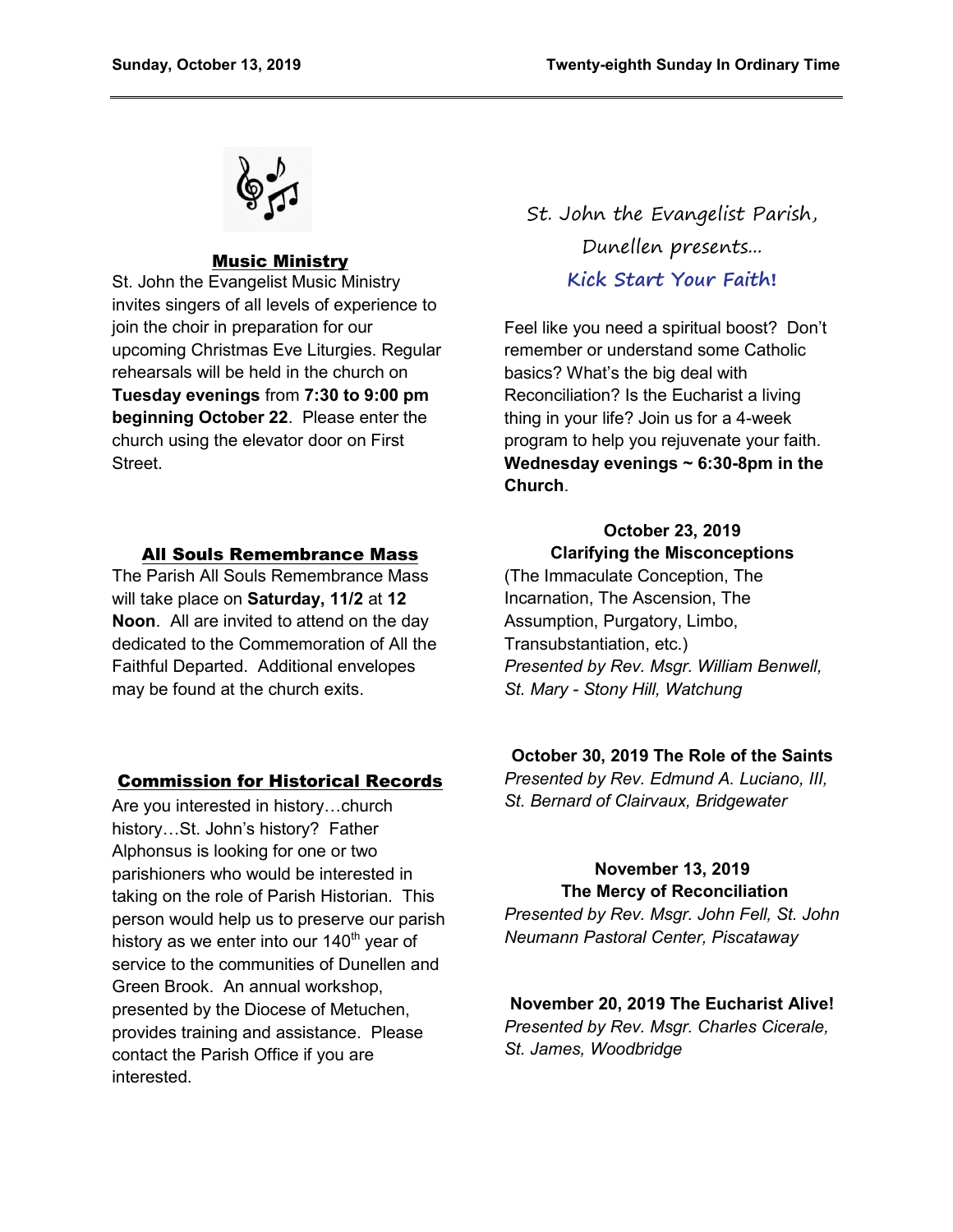## Music Ministry

St. John the Evangelist Music Ministry invites singers of all levels of experience to join the choir in preparation for our upcoming Christmas Eve Liturgies. Regular rehearsals will be held in the church on **Tuesday evenings** from **7:30 to 9:00 pm beginning October 22**. Please enter the church using the elevator door on First Street.

## All Souls Remembrance Mass

The Parish All Souls Remembrance Mass will take place on **Saturday, 11/2** at **12 Noon**. All are invited to attend on the day dedicated to the Commemoration of All the Faithful Departed. Additional envelopes may be found at the church exits.

## Commission for Historical Records

Are you interested in history…church history…St. John's history? Father Alphonsus is looking for one or two parishioners who would be interested in taking on the role of Parish Historian. This person would help us to preserve our parish history as we enter into our 140th year of service to the communities of Dunellen and Green Brook. An annual workshop, presented by the Diocese of Metuchen, provides training and assistance. Please contact the Parish Office if you are interested.

St. John the Evangelist Parish, Dunellen presents…

## Kick Start Your Faith!

Feel like you need a spiritual boost? Don't remember or understand some Catholic basics? What's the big deal with Reconciliation? Is the Eucharist a living thing in your life? Join us for a 4-week program to help you rejuvenate your faith. **Wednesday evenings ~ 6:30-8pm in the Church**.

**October 23, 2019**
**Clarifying the Misconceptions**
(The Immaculate Conception, The Incarnation, The Ascension, The Assumption, Purgatory, Limbo, Transubstantiation, etc.)
*Presented by Rev. Msgr. William Benwell, St. Mary - Stony Hill, Watchung*

**October 30, 2019 The Role of the Saints**
*Presented by Rev. Edmund A. Luciano, III, St. Bernard of Clairvaux, Bridgewater*

**November 13, 2019**
**The Mercy of Reconciliation**
*Presented by Rev. Msgr. John Fell, St. John Neumann Pastoral Center, Piscataway*

**November 20, 2019 The Eucharist Alive!**
*Presented by Rev. Msgr. Charles Cicerale, St. James, Woodbridge*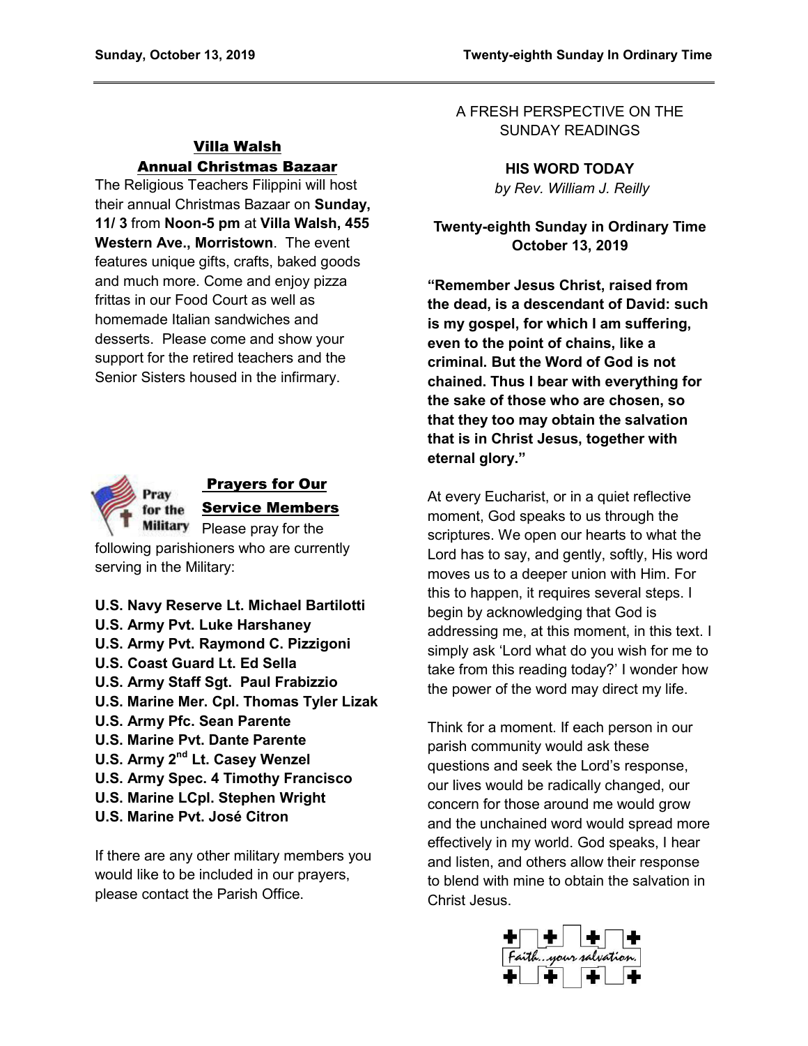## Villa Walsh Annual Christmas Bazaar

The Religious Teachers Filippini will host their annual Christmas Bazaar on **Sunday, 11/ 3** from **Noon-5 pm** at **Villa Walsh, 455 Western Ave., Morristown**. The event features unique gifts, crafts, baked goods and much more. Come and enjoy pizza frittas in our Food Court as well as homemade Italian sandwiches and desserts. Please come and show your support for the retired teachers and the Senior Sisters housed in the infirmary.

## Prayers for Our Service Members

Please pray for the following parishioners who are currently serving in the Military:

**U.S. Navy Reserve Lt. Michael Bartilotti**
**U.S. Army Pvt. Luke Harshaney**
**U.S. Army Pvt. Raymond C. Pizzigoni**
**U.S. Coast Guard Lt. Ed Sella**
**U.S. Army Staff Sgt. Paul Frabizzio**
**U.S. Marine Mer. Cpl. Thomas Tyler Lizak**
**U.S. Army Pfc. Sean Parente**
**U.S. Marine Pvt. Dante Parente**
**U.S. Army 2nd Lt. Casey Wenzel**
**U.S. Army Spec. 4 Timothy Francisco**
**U.S. Marine LCpl. Stephen Wright**
**U.S. Marine Pvt. José Citron**

If there are any other military members you would like to be included in our prayers, please contact the Parish Office.

A FRESH PERSPECTIVE ON THE SUNDAY READINGS

## HIS WORD TODAY

*by Rev. William J. Reilly*

**Twenty-eighth Sunday in Ordinary Time**
**October 13, 2019**

**"Remember Jesus Christ, raised from the dead, is a descendant of David: such is my gospel, for which I am suffering, even to the point of chains, like a criminal. But the Word of God is not chained. Thus I bear with everything for the sake of those who are chosen, so that they too may obtain the salvation that is in Christ Jesus, together with eternal glory."**

At every Eucharist, or in a quiet reflective moment, God speaks to us through the scriptures. We open our hearts to what the Lord has to say, and gently, softly, His word moves us to a deeper union with Him. For this to happen, it requires several steps. I begin by acknowledging that God is addressing me, at this moment, in this text. I simply ask 'Lord what do you wish for me to take from this reading today?' I wonder how the power of the word may direct my life.

Think for a moment. If each person in our parish community would ask these questions and seek the Lord's response, our lives would be radically changed, our concern for those around me would grow and the unchained word would spread more effectively in my world. God speaks, I hear and listen, and others allow their response to blend with mine to obtain the salvation in Christ Jesus.

Faith...your salvation.